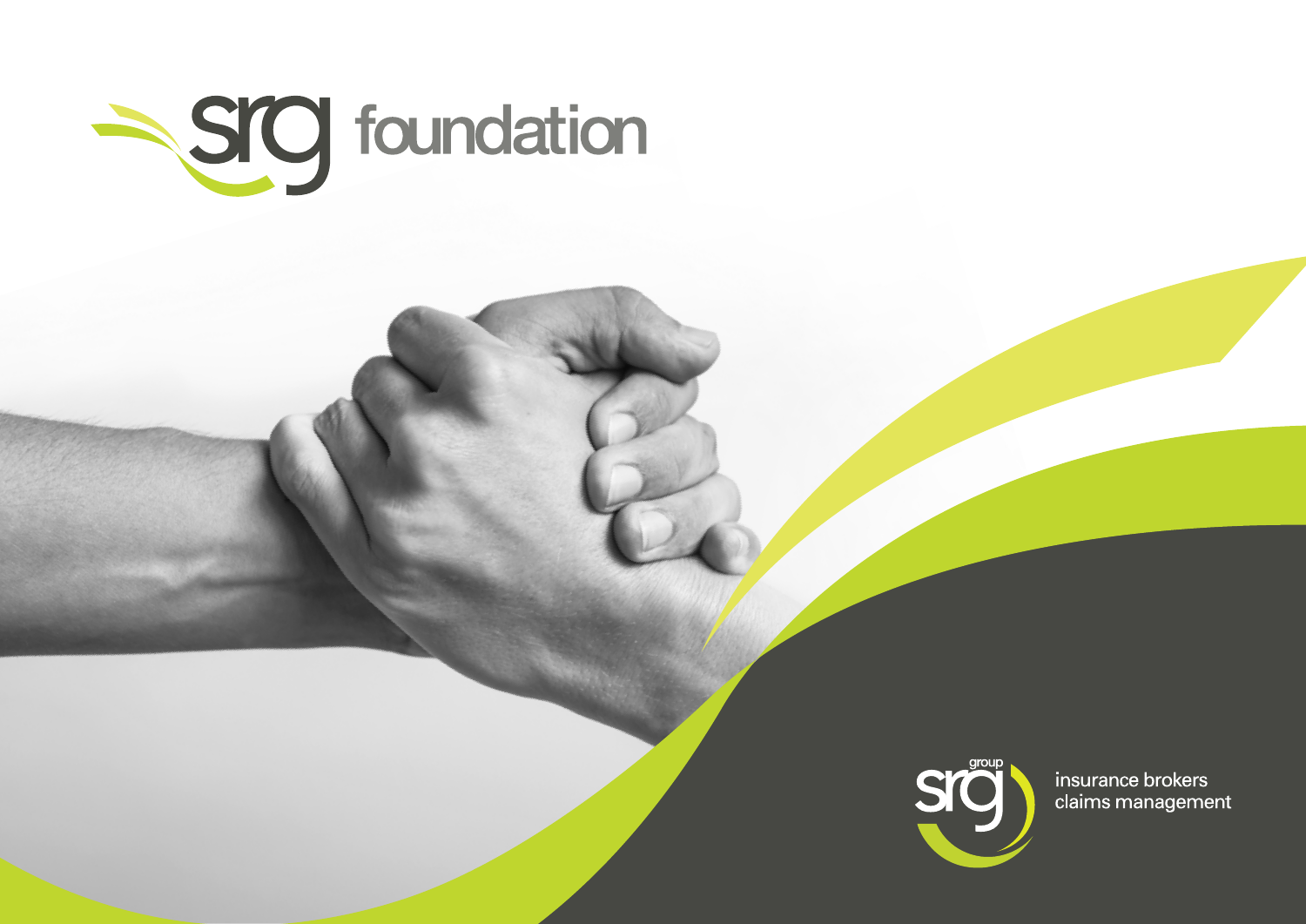# srg foundation

srg group

insurance brokers
claims management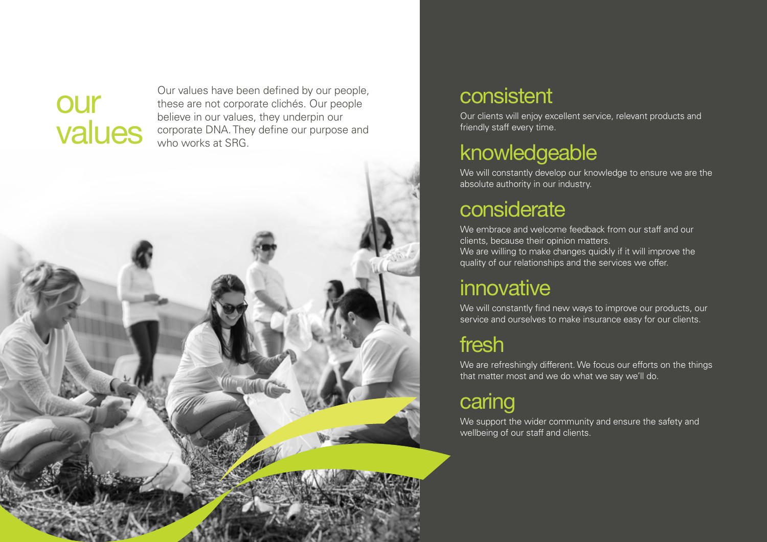# our values

Our values have been defined by our people, these are not corporate clichés. Our people believe in our values, they underpin our corporate DNA. They define our purpose and who works at SRG.

## consistent

Our clients will enjoy excellent service, relevant products and friendly staff every time.

## knowledgeable

We will constantly develop our knowledge to ensure we are the absolute authority in our industry.

## considerate

We embrace and welcome feedback from our staff and our clients, because their opinion matters.
We are willing to make changes quickly if it will improve the quality of our relationships and the services we offer.

## innovative

We will constantly find new ways to improve our products, our service and ourselves to make insurance easy for our clients.

## fresh

We are refreshingly different. We focus our efforts on the things that matter most and we do what we say we'll do.

## caring

We support the wider community and ensure the safety and wellbeing of our staff and clients.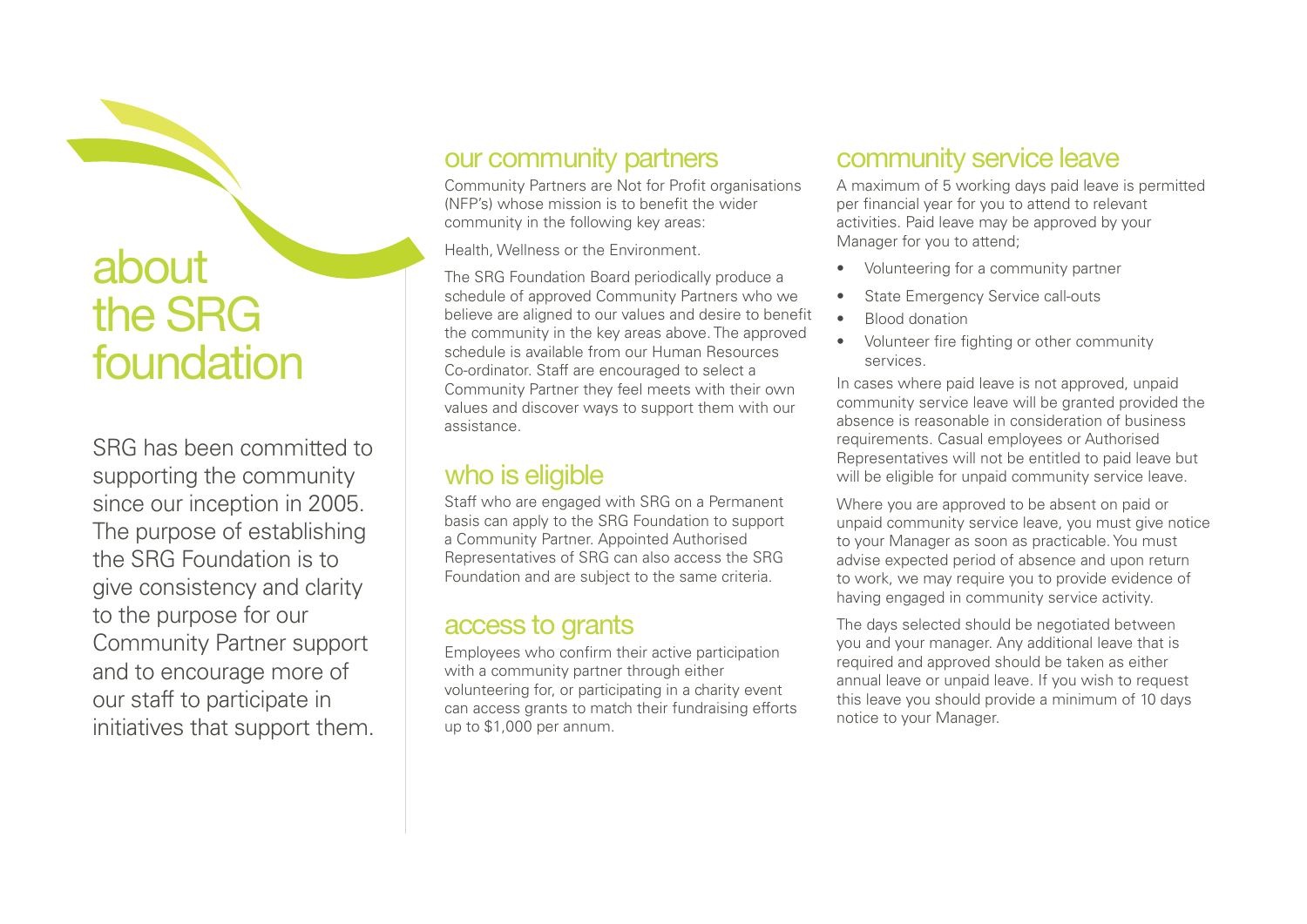# about the SRG foundation

SRG has been committed to supporting the community since our inception in 2005. The purpose of establishing the SRG Foundation is to give consistency and clarity to the purpose for our Community Partner support and to encourage more of our staff to participate in initiatives that support them.

## our community partners

Community Partners are Not for Profit organisations (NFP's) whose mission is to benefit the wider community in the following key areas:

Health, Wellness or the Environment.

The SRG Foundation Board periodically produce a schedule of approved Community Partners who we believe are aligned to our values and desire to benefit the community in the key areas above. The approved schedule is available from our Human Resources Co-ordinator. Staff are encouraged to select a Community Partner they feel meets with their own values and discover ways to support them with our assistance.

## who is eligible

Staff who are engaged with SRG on a Permanent basis can apply to the SRG Foundation to support a Community Partner. Appointed Authorised Representatives of SRG can also access the SRG Foundation and are subject to the same criteria.

## access to grants

Employees who confirm their active participation with a community partner through either volunteering for, or participating in a charity event can access grants to match their fundraising efforts up to $1,000 per annum.

## community service leave

A maximum of 5 working days paid leave is permitted per financial year for you to attend to relevant activities. Paid leave may be approved by your Manager for you to attend;

- Volunteering for a community partner
- State Emergency Service call-outs
- Blood donation
- Volunteer fire fighting or other community services.

In cases where paid leave is not approved, unpaid community service leave will be granted provided the absence is reasonable in consideration of business requirements. Casual employees or Authorised Representatives will not be entitled to paid leave but will be eligible for unpaid community service leave.

Where you are approved to be absent on paid or unpaid community service leave, you must give notice to your Manager as soon as practicable. You must advise expected period of absence and upon return to work, we may require you to provide evidence of having engaged in community service activity.

The days selected should be negotiated between you and your manager. Any additional leave that is required and approved should be taken as either annual leave or unpaid leave. If you wish to request this leave you should provide a minimum of 10 days notice to your Manager.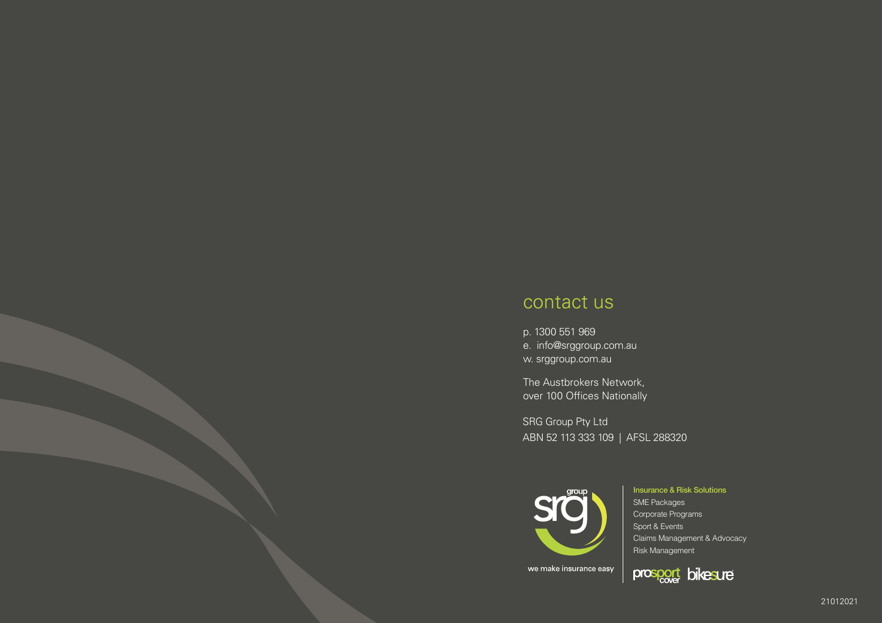## contact us

p. 1300 551 969
e. info@srggroup.com.au
w. srggroup.com.au

The Austbrokers Network,
over 100 Offices Nationally

SRG Group Pty Ltd
ABN 52 113 333 109 | AFSL 288320

srg group

we make insurance easy

**Insurance & Risk Solutions**

SME Packages
Corporate Programs
Sport & Events
Claims Management & Advocacy
Risk Management

prosport cover bikesure

21012021